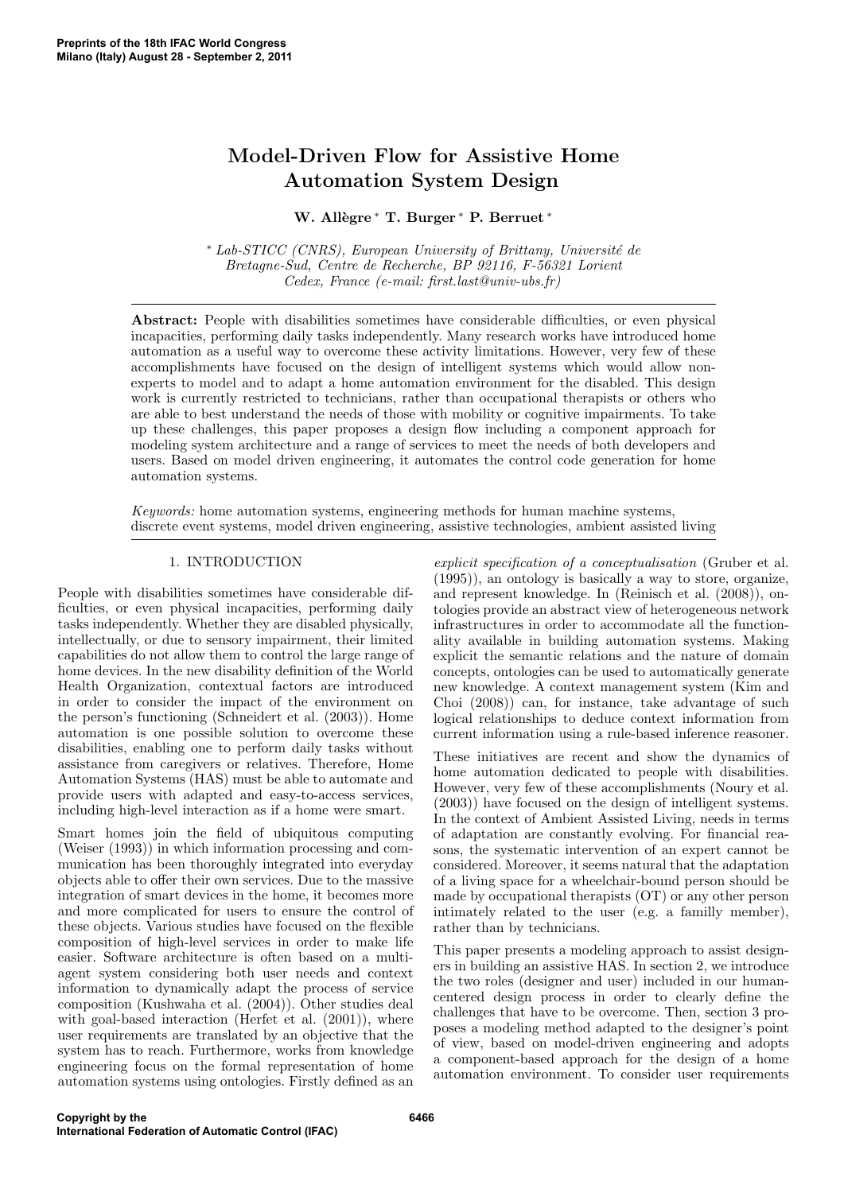# Model-Driven Flow for Assistive Home Automation System Design

**W. Allègre** [*] **T. Burger** [*] **P. Berruet** [*]

[*] *Lab-STICC (CNRS), European University of Brittany, Université de Bretagne-Sud, Centre de Recherche, BP 92116, F-56321 Lorient Cedex, France (e-mail: first.last@univ-ubs.fr)*

---

**Abstract:** People with disabilities sometimes have considerable difficulties, or even physical incapacities, performing daily tasks independently. Many research works have introduced home automation as a useful way to overcome these activity limitations. However, very few of these accomplishments have focused on the design of intelligent systems which would allow non-experts to model and to adapt a home automation environment for the disabled. This design work is currently restricted to technicians, rather than occupational therapists or others who are able to best understand the needs of those with mobility or cognitive impairments. To take up these challenges, this paper proposes a design flow including a component approach for modeling system architecture and a range of services to meet the needs of both developers and users. Based on model driven engineering, it automates the control code generation for home automation systems.

*Keywords:* home automation systems, engineering methods for human machine systems, discrete event systems, model driven engineering, assistive technologies, ambient assisted living

---

## 1. INTRODUCTION

People with disabilities sometimes have considerable difficulties, or even physical incapacities, performing daily tasks independently. Whether they are disabled physically, intellectually, or due to sensory impairment, their limited capabilities do not allow them to control the large range of home devices. In the new disability definition of the World Health Organization, contextual factors are introduced in order to consider the impact of the environment on the person's functioning (Schneidert et al. (2003)). Home automation is one possible solution to overcome these disabilities, enabling one to perform daily tasks without assistance from caregivers or relatives. Therefore, Home Automation Systems (HAS) must be able to automate and provide users with adapted and easy-to-access services, including high-level interaction as if a home were smart.

Smart homes join the field of ubiquitous computing (Weiser (1993)) in which information processing and communication has been thoroughly integrated into everyday objects able to offer their own services. Due to the massive integration of smart devices in the home, it becomes more and more complicated for users to ensure the control of these objects. Various studies have focused on the flexible composition of high-level services in order to make life easier. Software architecture is often based on a multi-agent system considering both user needs and context information to dynamically adapt the process of service composition (Kushwaha et al. (2004)). Other studies deal with goal-based interaction (Herfet et al. (2001)), where user requirements are translated by an objective that the system has to reach. Furthermore, works from knowledge engineering focus on the formal representation of home automation systems using ontologies. Firstly defined as an *explicit specification of a conceptualisation* (Gruber et al. (1995)), an ontology is basically a way to store, organize, and represent knowledge. In (Reinisch et al. (2008)), ontologies provide an abstract view of heterogeneous network infrastructures in order to accommodate all the functionality available in building automation systems. Making explicit the semantic relations and the nature of domain concepts, ontologies can be used to automatically generate new knowledge. A context management system (Kim and Choi (2008)) can, for instance, take advantage of such logical relationships to deduce context information from current information using a rule-based inference reasoner.

These initiatives are recent and show the dynamics of home automation dedicated to people with disabilities. However, very few of these accomplishments (Noury et al. (2003)) have focused on the design of intelligent systems. In the context of Ambient Assisted Living, needs in terms of adaptation are constantly evolving. For financial reasons, the systematic intervention of an expert cannot be considered. Moreover, it seems natural that the adaptation of a living space for a wheelchair-bound person should be made by occupational therapists (OT) or any other person intimately related to the user (e.g. a familly member), rather than by technicians.

This paper presents a modeling approach to assist designers in building an assistive HAS. In section 2, we introduce the two roles (designer and user) included in our human-centered design process in order to clearly define the challenges that have to be overcome. Then, section 3 proposes a modeling method adapted to the designer's point of view, based on model-driven engineering and adopts a component-based approach for the design of a home automation environment. To consider user requirements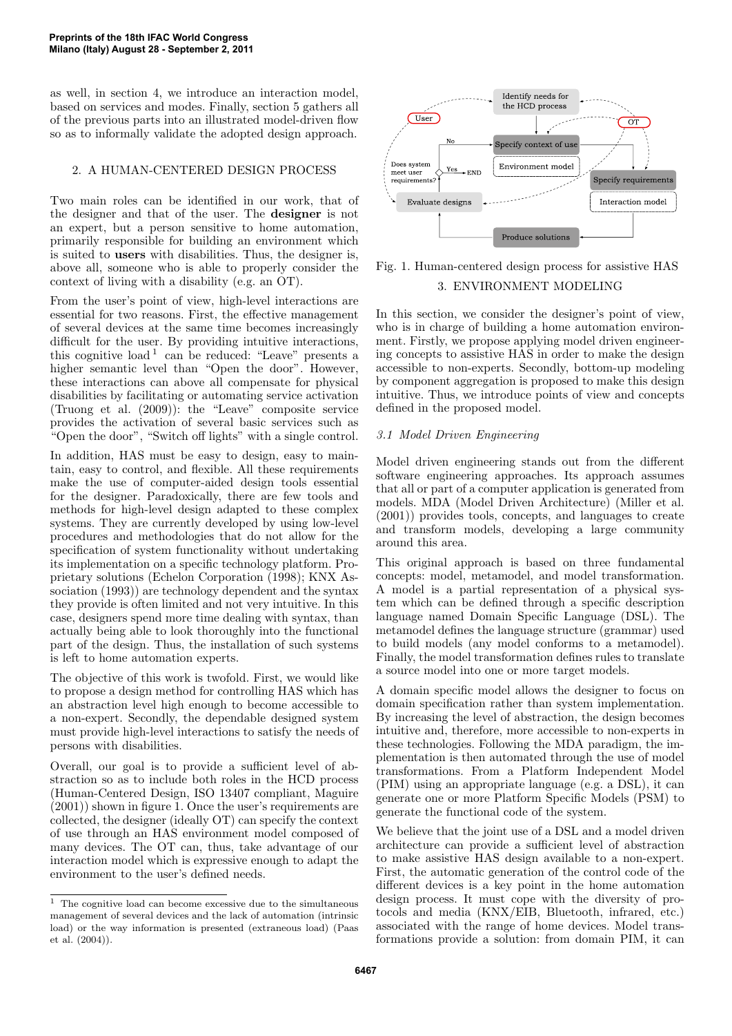as well, in section 4, we introduce an interaction model, based on services and modes. Finally, section 5 gathers all of the previous parts into an illustrated model-driven flow so as to informally validate the adopted design approach.

## 2. A HUMAN-CENTERED DESIGN PROCESS

Two main roles can be identified in our work, that of the designer and that of the user. The **designer** is not an expert, but a person sensitive to home automation, primarily responsible for building an environment which is suited to **users** with disabilities. Thus, the designer is, above all, someone who is able to properly consider the context of living with a disability (e.g. an OT).

From the user's point of view, high-level interactions are essential for two reasons. First, the effective management of several devices at the same time becomes increasingly difficult for the user. By providing intuitive interactions, this cognitive load [1] can be reduced: "Leave" presents a higher semantic level than "Open the door". However, these interactions can above all compensate for physical disabilities by facilitating or automating service activation (Truong et al. (2009)): the "Leave" composite service provides the activation of several basic services such as "Open the door", "Switch off lights" with a single control.

In addition, HAS must be easy to design, easy to maintain, easy to control, and flexible. All these requirements make the use of computer-aided design tools essential for the designer. Paradoxically, there are few tools and methods for high-level design adapted to these complex systems. They are currently developed by using low-level procedures and methodologies that do not allow for the specification of system functionality without undertaking its implementation on a specific technology platform. Proprietary solutions (Echelon Corporation (1998); KNX Association (1993)) are technology dependent and the syntax they provide is often limited and not very intuitive. In this case, designers spend more time dealing with syntax, than actually being able to look thoroughly into the functional part of the design. Thus, the installation of such systems is left to home automation experts.

The objective of this work is twofold. First, we would like to propose a design method for controlling HAS which has an abstraction level high enough to become accessible to a non-expert. Secondly, the dependable designed system must provide high-level interactions to satisfy the needs of persons with disabilities.

Overall, our goal is to provide a sufficient level of abstraction so as to include both roles in the HCD process (Human-Centered Design, ISO 13407 compliant, Maguire (2001)) shown in figure 1. Once the user's requirements are collected, the designer (ideally OT) can specify the context of use through an HAS environment model composed of many devices. The OT can, thus, take advantage of our interaction model which is expressive enough to adapt the environment to the user's defined needs.

[1] The cognitive load can become excessive due to the simultaneous management of several devices and the lack of automation (intrinsic load) or the way information is presented (extraneous load) (Paas et al. (2004)).

Fig. 1. Human-centered design process for assistive HAS

## 3. ENVIRONMENT MODELING

In this section, we consider the designer's point of view, who is in charge of building a home automation environment. Firstly, we propose applying model driven engineering concepts to assistive HAS in order to make the design accessible to non-experts. Secondly, bottom-up modeling by component aggregation is proposed to make this design intuitive. Thus, we introduce points of view and concepts defined in the proposed model.

### *3.1 Model Driven Engineering*

Model driven engineering stands out from the different software engineering approaches. Its approach assumes that all or part of a computer application is generated from models. MDA (Model Driven Architecture) (Miller et al. (2001)) provides tools, concepts, and languages to create and transform models, developing a large community around this area.

This original approach is based on three fundamental concepts: model, metamodel, and model transformation. A model is a partial representation of a physical system which can be defined through a specific description language named Domain Specific Language (DSL). The metamodel defines the language structure (grammar) used to build models (any model conforms to a metamodel). Finally, the model transformation defines rules to translate a source model into one or more target models.

A domain specific model allows the designer to focus on domain specification rather than system implementation. By increasing the level of abstraction, the design becomes intuitive and, therefore, more accessible to non-experts in these technologies. Following the MDA paradigm, the implementation is then automated through the use of model transformations. From a Platform Independent Model (PIM) using an appropriate language (e.g. a DSL), it can generate one or more Platform Specific Models (PSM) to generate the functional code of the system.

We believe that the joint use of a DSL and a model driven architecture can provide a sufficient level of abstraction to make assistive HAS design available to a non-expert. First, the automatic generation of the control code of the different devices is a key point in the home automation design process. It must cope with the diversity of protocols and media (KNX/EIB, Bluetooth, infrared, etc.) associated with the range of home devices. Model transformations provide a solution: from domain PIM, it can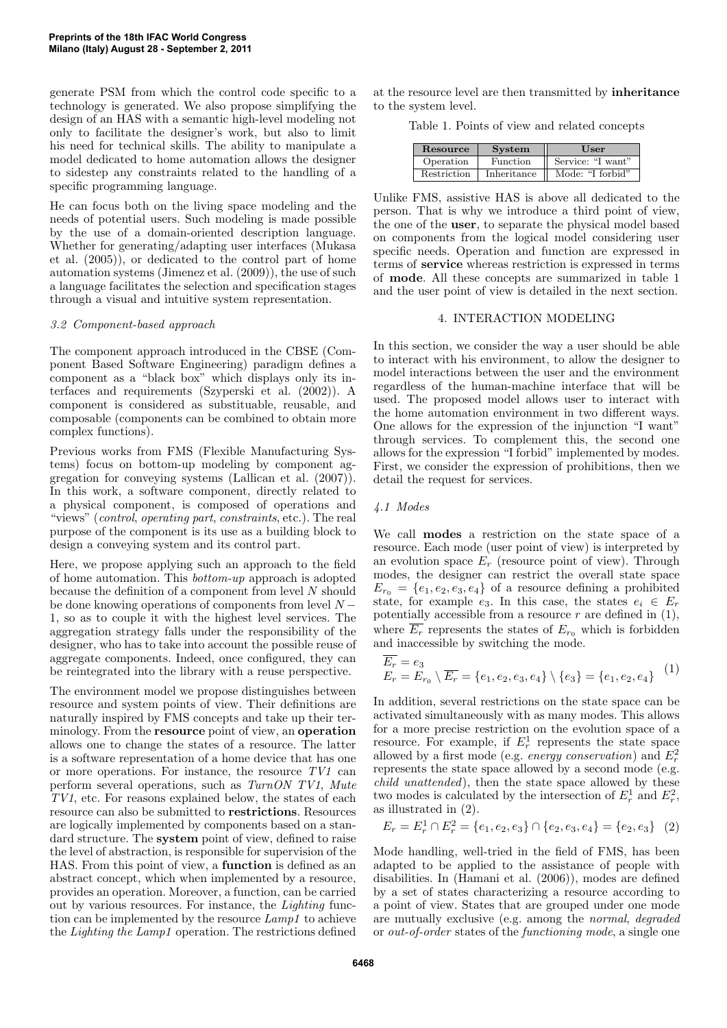generate PSM from which the control code specific to a technology is generated. We also propose simplifying the design of an HAS with a semantic high-level modeling not only to facilitate the designer's work, but also to limit his need for technical skills. The ability to manipulate a model dedicated to home automation allows the designer to sidestep any constraints related to the handling of a specific programming language.

He can focus both on the living space modeling and the needs of potential users. Such modeling is made possible by the use of a domain-oriented description language. Whether for generating/adapting user interfaces (Mukasa et al. (2005)), or dedicated to the control part of home automation systems (Jimenez et al. (2009)), the use of such a language facilitates the selection and specification stages through a visual and intuitive system representation.

### *3.2 Component-based approach*

The component approach introduced in the CBSE (Component Based Software Engineering) paradigm defines a component as a "black box" which displays only its interfaces and requirements (Szyperski et al. (2002)). A component is considered as substituable, reusable, and composable (components can be combined to obtain more complex functions).

Previous works from FMS (Flexible Manufacturing Systems) focus on bottom-up modeling by component aggregation for conveying systems (Lallican et al. (2007)). In this work, a software component, directly related to a physical component, is composed of operations and "views" (*control*, *operating part*, *constraints*, etc.). The real purpose of the component is its use as a building block to design a conveying system and its control part.

Here, we propose applying such an approach to the field of home automation. This *bottom-up* approach is adopted because the definition of a component from level $N$ should be done knowing operations of components from level $N-1$, so as to couple it with the highest level services. The aggregation strategy falls under the responsibility of the designer, who has to take into account the possible reuse of aggregate components. Indeed, once configured, they can be reintegrated into the library with a reuse perspective.

The environment model we propose distinguishes between resource and system points of view. Their definitions are naturally inspired by FMS concepts and take up their terminology. From the **resource** point of view, an **operation** allows one to change the states of a resource. The latter is a software representation of a home device that has one or more operations. For instance, the resource *TV1* can perform several operations, such as *TurnON TV1*, *Mute TV1*, etc. For reasons explained below, the states of each resource can also be submitted to **restrictions**. Resources are logically implemented by components based on a standard structure. The **system** point of view, defined to raise the level of abstraction, is responsible for supervision of the HAS. From this point of view, a **function** is defined as an abstract concept, which when implemented by a resource, provides an operation. Moreover, a function, can be carried out by various resources. For instance, the *Lighting* function can be implemented by the resource *Lamp1* to achieve the *Lighting the Lamp1* operation. The restrictions defined at the resource level are then transmitted by **inheritance** to the system level.

Table 1. Points of view and related concepts

| Resource | System | User |
|---|---|---|
| Operation | Function | Service: "I want" |
| Restriction | Inheritance | Mode: "I forbid" |

Unlike FMS, assistive HAS is above all dedicated to the person. That is why we introduce a third point of view, the one of the **user**, to separate the physical model based on components from the logical model considering user specific needs. Operation and function are expressed in terms of **service** whereas restriction is expressed in terms of **mode**. All these concepts are summarized in table 1 and the user point of view is detailed in the next section.

## 4. INTERACTION MODELING

In this section, we consider the way a user should be able to interact with his environment, to allow the designer to model interactions between the user and the environment regardless of the human-machine interface that will be used. The proposed model allows user to interact with the home automation environment in two different ways. One allows for the expression of the injunction "I want" through services. To complement this, the second one allows for the expression "I forbid" implemented by modes. First, we consider the expression of prohibitions, then we detail the request for services.

### *4.1 Modes*

We call **modes** a restriction on the state space of a resource. Each mode (user point of view) is interpreted by an evolution space $E_r$ (resource point of view). Through modes, the designer can restrict the overall state space $E_{r_0} = \{e_1, e_2, e_3, e_4\}$ of a resource defining a prohibited state, for example $e_3$. In this case, the states $e_i \in E_r$ potentially accessible from a resource $r$ are defined in (1), where $\overline{E_r}$ represents the states of $E_{r_0}$ which is forbidden and inaccessible by switching the mode.

$$
\begin{aligned}
&\overline{E_r} = e_3 \\
&E_r = E_{r_0} \setminus \overline{E_r} = \{e_1, e_2, e_3, e_4\} \setminus \{e_3\} = \{e_1, e_2, e_4\}
\end{aligned} \tag{1}
$$

In addition, several restrictions on the state space can be activated simultaneously with as many modes. This allows for a more precise restriction on the evolution space of a resource. For example, if $E_r^1$ represents the state space allowed by a first mode (e.g. *energy conservation*) and $E_r^2$ represents the state space allowed by a second mode (e.g. *child unattended*), then the state space allowed by these two modes is calculated by the intersection of $E_r^1$ and $E_r^2$, as illustrated in (2).

$$
E_r = E_r^1 \cap E_r^2 = \{e_1, e_2, e_3\} \cap \{e_2, e_3, e_4\} = \{e_2, e_3\} \tag{2}
$$

Mode handling, well-tried in the field of FMS, has been adapted to be applied to the assistance of people with disabilities. In (Hamani et al. (2006)), modes are defined by a set of states characterizing a resource according to a point of view. States that are grouped under one mode are mutually exclusive (e.g. among the *normal*, *degraded* or *out-of-order* states of the *functioning mode*, a single one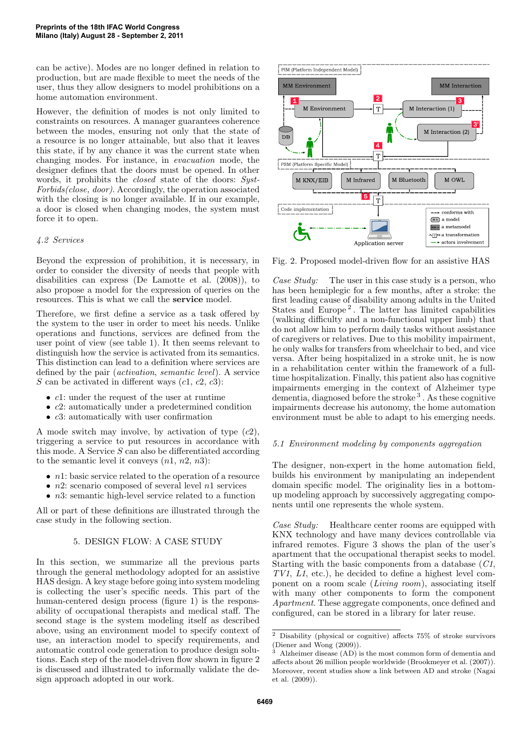can be active). Modes are no longer defined in relation to production, but are made flexible to meet the needs of the user, thus they allow designers to model prohibitions on a home automation environment.

However, the definition of modes is not only limited to constraints on resources. A manager guarantees coherence between the modes, ensuring not only that the state of a resource is no longer attainable, but also that it leaves this state, if by any chance it was the current state when changing modes. For instance, in *evacuation* mode, the designer defines that the doors must be opened. In other words, it prohibits the *closed* state of the doors: *SystForbids(close, door)*. Accordingly, the operation associated with the closing is no longer available. If in our example, a door is closed when changing modes, the system must force it to open.

### 4.2 Services

Beyond the expression of prohibition, it is necessary, in order to consider the diversity of needs that people with disabilities can express (De Lamotte et al. (2008)), to also propose a model for the expression of queries on the resources. This is what we call the **service** model.

Therefore, we first define a service as a task offered by the system to the user in order to meet his needs. Unlike operations and functions, services are defined from the user point of view (see table 1). It then seems relevant to distinguish how the service is activated from its semantics. This distinction can lead to a definition where services are defined by the pair (*activation*, *semantic level*). A service $S$ can be activated in different ways ($c1$, $c2$, $c3$):

- $c1$: under the request of the user at runtime
- $c2$: automatically under a predetermined condition
- $c3$: automatically with user confirmation

A mode switch may involve, by activation of type ($c2$), triggering a service to put resources in accordance with this mode. A Service $S$ can also be differentiated according to the semantic level it conveys ($n1$, $n2$, $n3$):

- $n1$: basic service related to the operation of a resource
- $n2$: scenario composed of several level $n1$ services
- $n3$: semantic high-level service related to a function

All or part of these definitions are illustrated through the case study in the following section.

## 5. DESIGN FLOW: A CASE STUDY

In this section, we summarize all the previous parts through the general methodology adopted for an assistive HAS design. A key stage before going into system modeling is collecting the user's specific needs. This part of the human-centered design process (figure 1) is the responsability of occupational therapists and medical staff. The second stage is the system modeling itself as described above, using an environment model to specify context of use, an interaction model to specify requirements, and automatic control code generation to produce design solutions. Each step of the model-driven flow shown in figure 2 is discussed and illustrated to informally validate the design approach adopted in our work.

Fig. 2. Proposed model-driven flow for an assistive HAS

*Case Study:* The user in this case study is a person, who has been hemiplegic for a few months, after a stroke: the first leading cause of disability among adults in the United States and Europe [2]. The latter has limited capabilities (walking difficulty and a non-functional upper limb) that do not allow him to perform daily tasks without assistance of caregivers or relatives. Due to this mobility impairment, he only walks for transfers from wheelchair to bed, and vice versa. After being hospitalized in a stroke unit, he is now in a rehabilitation center within the framework of a full-time hospitalization. Finally, this patient also has cognitive impairments emerging in the context of Alzheimer type dementia, diagnosed before the stroke [3]. As these cognitive impairments decrease his autonomy, the home automation environment must be able to adapt to his emerging needs.

### 5.1 Environment modeling by components aggregation

The designer, non-expert in the home automation field, builds his environment by manipulating an independent domain specific model. The originality lies in a bottom-up modeling approach by successively aggregating components until one represents the whole system.

*Case Study:* Healthcare center rooms are equipped with KNX technology and have many devices controllable via infrared remotes. Figure 3 shows the plan of the user's apartment that the occupational therapist seeks to model. Starting with the basic components from a database (*C1*, *TV1*, *L1*, etc.), he decided to define a highest level component on a room scale (*Living room*), associating itself with many other components to form the component *Apartment*. These aggregate components, once defined and configured, can be stored in a library for later reuse.

---

[2] Disability (physical or cognitive) affects 75% of stroke survivors (Diener and Wong (2009)).

[3] Alzheimer disease (AD) is the most common form of dementia and affects about 26 million people worldwide (Brookmeyer et al. (2007)). Moreover, recent studies show a link between AD and stroke (Nagai et al. (2009)).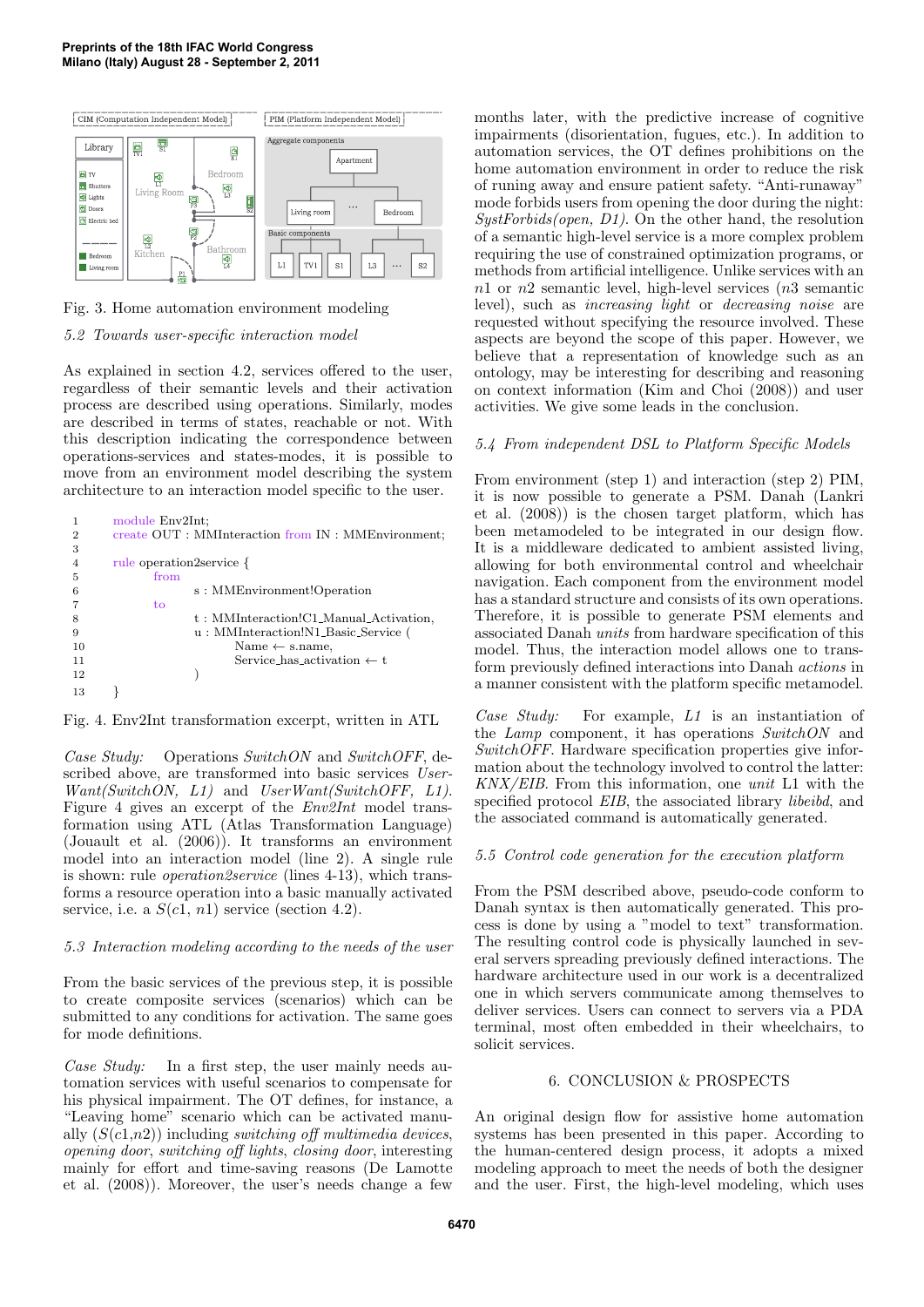Fig. 3. Home automation environment modeling

### 5.2 Towards user-specific interaction model

As explained in section 4.2, services offered to the user, regardless of their semantic levels and their activation process are described using operations. Similarly, modes are described in terms of states, reachable or not. With this description indicating the correspondence between operations-services and states-modes, it is possible to move from an environment model describing the system architecture to an interaction model specific to the user.

```
1       module Env2Int;
2       create OUT : MMInteraction from IN : MMEnvironment;
3
4       rule operation2service {
5           from
6               s : MMEnvironment!Operation
7           to
8               t : MMInteraction!C1_Manual_Activation,
9               u : MMInteraction!N1_Basic_Service (
10                  Name ← s.name,
11                  Service_has_activation ← t
12              )
13      }
```

Fig. 4. Env2Int transformation excerpt, written in ATL

*Case Study:* Operations *SwitchON* and *SwitchOFF*, described above, are transformed into basic services *UserWant(SwitchON, L1)* and *UserWant(SwitchOFF, L1)*. Figure 4 gives an excerpt of the *Env2Int* model transformation using ATL (Atlas Transformation Language) (Jouault et al. (2006)). It transforms an environment model into an interaction model (line 2). A single rule is shown: rule *operation2service* (lines 4-13), which transforms a resource operation into a basic manually activated service, i.e. a $S(c1, n1)$ service (section 4.2).

### 5.3 Interaction modeling according to the needs of the user

From the basic services of the previous step, it is possible to create composite services (scenarios) which can be submitted to any conditions for activation. The same goes for mode definitions.

*Case Study:* In a first step, the user mainly needs automation services with useful scenarios to compensate for his physical impairment. The OT defines, for instance, a "Leaving home" scenario which can be activated manually ($S(c1,n2)$) including *switching off multimedia devices*, *opening door*, *switching off lights*, *closing door*, interesting mainly for effort and time-saving reasons (De Lamotte et al. (2008)). Moreover, the user's needs change a few months later, with the predictive increase of cognitive impairments (disorientation, fugues, etc.). In addition to automation services, the OT defines prohibitions on the home automation environment in order to reduce the risk of runing away and ensure patient safety. "Anti-runaway" mode forbids users from opening the door during the night: *SystForbids(open, D1)*. On the other hand, the resolution of a semantic high-level service is a more complex problem requiring the use of constrained optimization programs, or methods from artificial intelligence. Unlike services with an $n1$ or $n2$ semantic level, high-level services ($n3$ semantic level), such as *increasing light* or *decreasing noise* are requested without specifying the resource involved. These aspects are beyond the scope of this paper. However, we believe that a representation of knowledge such as an ontology, may be interesting for describing and reasoning on context information (Kim and Choi (2008)) and user activities. We give some leads in the conclusion.

### 5.4 From independent DSL to Platform Specific Models

From environment (step 1) and interaction (step 2) PIM, it is now possible to generate a PSM. Danah (Lankri et al. (2008)) is the chosen target platform, which has been metamodeled to be integrated in our design flow. It is a middleware dedicated to ambient assisted living, allowing for both environmental control and wheelchair navigation. Each component from the environment model has a standard structure and consists of its own operations. Therefore, it is possible to generate PSM elements and associated Danah *units* from hardware specification of this model. Thus, the interaction model allows one to transform previously defined interactions into Danah *actions* in a manner consistent with the platform specific metamodel.

*Case Study:* For example, *L1* is an instantiation of the *Lamp* component, it has operations *SwitchON* and *SwitchOFF*. Hardware specification properties give information about the technology involved to control the latter: *KNX/EIB*. From this information, one *unit* L1 with the specified protocol *EIB*, the associated library *libeibd*, and the associated command is automatically generated.

### 5.5 Control code generation for the execution platform

From the PSM described above, pseudo-code conform to Danah syntax is then automatically generated. This process is done by using a "model to text" transformation. The resulting control code is physically launched in several servers spreading previously defined interactions. The hardware architecture used in our work is a decentralized one in which servers communicate among themselves to deliver services. Users can connect to servers via a PDA terminal, most often embedded in their wheelchairs, to solicit services.

## 6. CONCLUSION & PROSPECTS

An original design flow for assistive home automation systems has been presented in this paper. According to the human-centered design process, it adopts a mixed modeling approach to meet the needs of both the designer and the user. First, the high-level modeling, which uses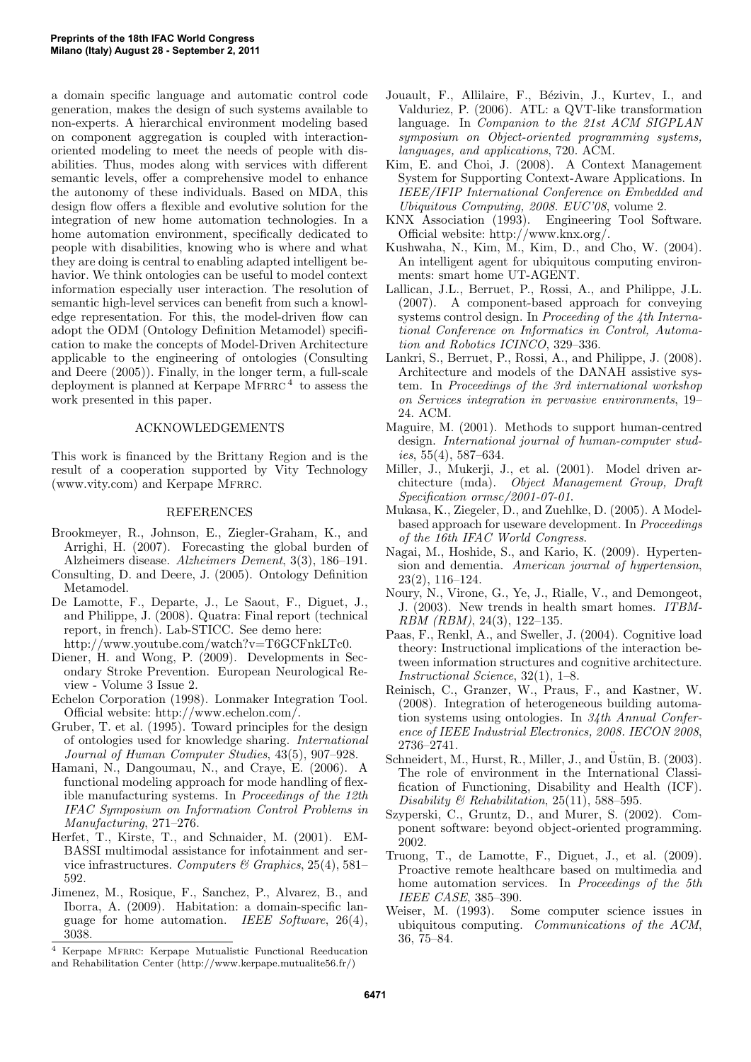a domain specific language and automatic control code generation, makes the design of such systems available to non-experts. A hierarchical environment modeling based on component aggregation is coupled with interaction-oriented modeling to meet the needs of people with disabilities. Thus, modes along with services with different semantic levels, offer a comprehensive model to enhance the autonomy of these individuals. Based on MDA, this design flow offers a flexible and evolutive solution for the integration of new home automation technologies. In a home automation environment, specifically dedicated to people with disabilities, knowing who is where and what they are doing is central to enabling adapted intelligent behavior. We think ontologies can be useful to model context information especially user interaction. The resolution of semantic high-level services can benefit from such a knowledge representation. For this, the model-driven flow can adopt the ODM (Ontology Definition Metamodel) specification to make the concepts of Model-Driven Architecture applicable to the engineering of ontologies (Consulting and Deere (2005)). Finally, in the longer term, a full-scale deployment is planned at Kerpape MFRRC[4] to assess the work presented in this paper.

## ACKNOWLEDGEMENTS

This work is financed by the Brittany Region and is the result of a cooperation supported by Vity Technology (www.vity.com) and Kerpape MFRRC.

## REFERENCES

Brookmeyer, R., Johnson, E., Ziegler-Graham, K., and Arrighi, H. (2007). Forecasting the global burden of Alzheimers disease. *Alzheimers Dement*, 3(3), 186–191.

Consulting, D. and Deere, J. (2005). Ontology Definition Metamodel.

De Lamotte, F., Departe, J., Le Saout, F., Diguet, J., and Philippe, J. (2008). Quatra: Final report (technical report, in french). Lab-STICC. See demo here: http://www.youtube.com/watch?v=T6GCFnkLTc0.

Diener, H. and Wong, P. (2009). Developments in Secondary Stroke Prevention. European Neurological Review - Volume 3 Issue 2.

Echelon Corporation (1998). Lonmaker Integration Tool. Official website: http://www.echelon.com/.

Gruber, T. et al. (1995). Toward principles for the design of ontologies used for knowledge sharing. *International Journal of Human Computer Studies*, 43(5), 907–928.

Hamani, N., Dangoumau, N., and Craye, E. (2006). A functional modeling approach for mode handling of flexible manufacturing systems. In *Proceedings of the 12th IFAC Symposium on Information Control Problems in Manufacturing*, 271–276.

Herfet, T., Kirste, T., and Schnaider, M. (2001). EMBASSI multimodal assistance for infotainment and service infrastructures. *Computers & Graphics*, 25(4), 581–592.

Jimenez, M., Rosique, F., Sanchez, P., Alvarez, B., and Iborra, A. (2009). Habitation: a domain-specific language for home automation. *IEEE Software*, 26(4), 3038.

Jouault, F., Allilaire, F., Bézivin, J., Kurtev, I., and Valduriez, P. (2006). ATL: a QVT-like transformation language. In *Companion to the 21st ACM SIGPLAN symposium on Object-oriented programming systems, languages, and applications*, 720. ACM.

Kim, E. and Choi, J. (2008). A Context Management System for Supporting Context-Aware Applications. In *IEEE/IFIP International Conference on Embedded and Ubiquitous Computing, 2008. EUC'08*, volume 2.

KNX Association (1993). Engineering Tool Software. Official website: http://www.knx.org/.

Kushwaha, N., Kim, M., Kim, D., and Cho, W. (2004). An intelligent agent for ubiquitous computing environments: smart home UT-AGENT.

Lallican, J.L., Berruet, P., Rossi, A., and Philippe, J.L. (2007). A component-based approach for conveying systems control design. In *Proceeding of the 4th International Conference on Informatics in Control, Automation and Robotics ICINCO*, 329–336.

Lankri, S., Berruet, P., Rossi, A., and Philippe, J. (2008). Architecture and models of the DANAH assistive system. In *Proceedings of the 3rd international workshop on Services integration in pervasive environments*, 19–24. ACM.

Maguire, M. (2001). Methods to support human-centred design. *International journal of human-computer studies*, 55(4), 587–634.

Miller, J., Mukerji, J., et al. (2001). Model driven architecture (mda). *Object Management Group, Draft Specification ormsc/2001-07-01*.

Mukasa, K., Ziegeler, D., and Zuehlke, D. (2005). A Model-based approach for useware development. In *Proceedings of the 16th IFAC World Congress*.

Nagai, M., Hoshide, S., and Kario, K. (2009). Hypertension and dementia. *American journal of hypertension*, 23(2), 116–124.

Noury, N., Virone, G., Ye, J., Rialle, V., and Demongeot, J. (2003). New trends in health smart homes. *ITBM-RBM (RBM)*, 24(3), 122–135.

Paas, F., Renkl, A., and Sweller, J. (2004). Cognitive load theory: Instructional implications of the interaction between information structures and cognitive architecture. *Instructional Science*, 32(1), 1–8.

Reinisch, C., Granzer, W., Praus, F., and Kastner, W. (2008). Integration of heterogeneous building automation systems using ontologies. In *34th Annual Conference of IEEE Industrial Electronics, 2008. IECON 2008*, 2736–2741.

Schneidert, M., Hurst, R., Miller, J., and Üstün, B. (2003). The role of environment in the International Classification of Functioning, Disability and Health (ICF). *Disability & Rehabilitation*, 25(11), 588–595.

Szyperski, C., Gruntz, D., and Murer, S. (2002). Component software: beyond object-oriented programming. 2002.

Truong, T., de Lamotte, F., Diguet, J., et al. (2009). Proactive remote healthcare based on multimedia and home automation services. In *Proceedings of the 5th IEEE CASE*, 385–390.

Weiser, M. (1993). Some computer science issues in ubiquitous computing. *Communications of the ACM*, 36, 75–84.

[4] Kerpape MFRRC: Kerpape Mutualistic Functional Reeducation and Rehabilitation Center (http://www.kerpape.mutualite56.fr/)